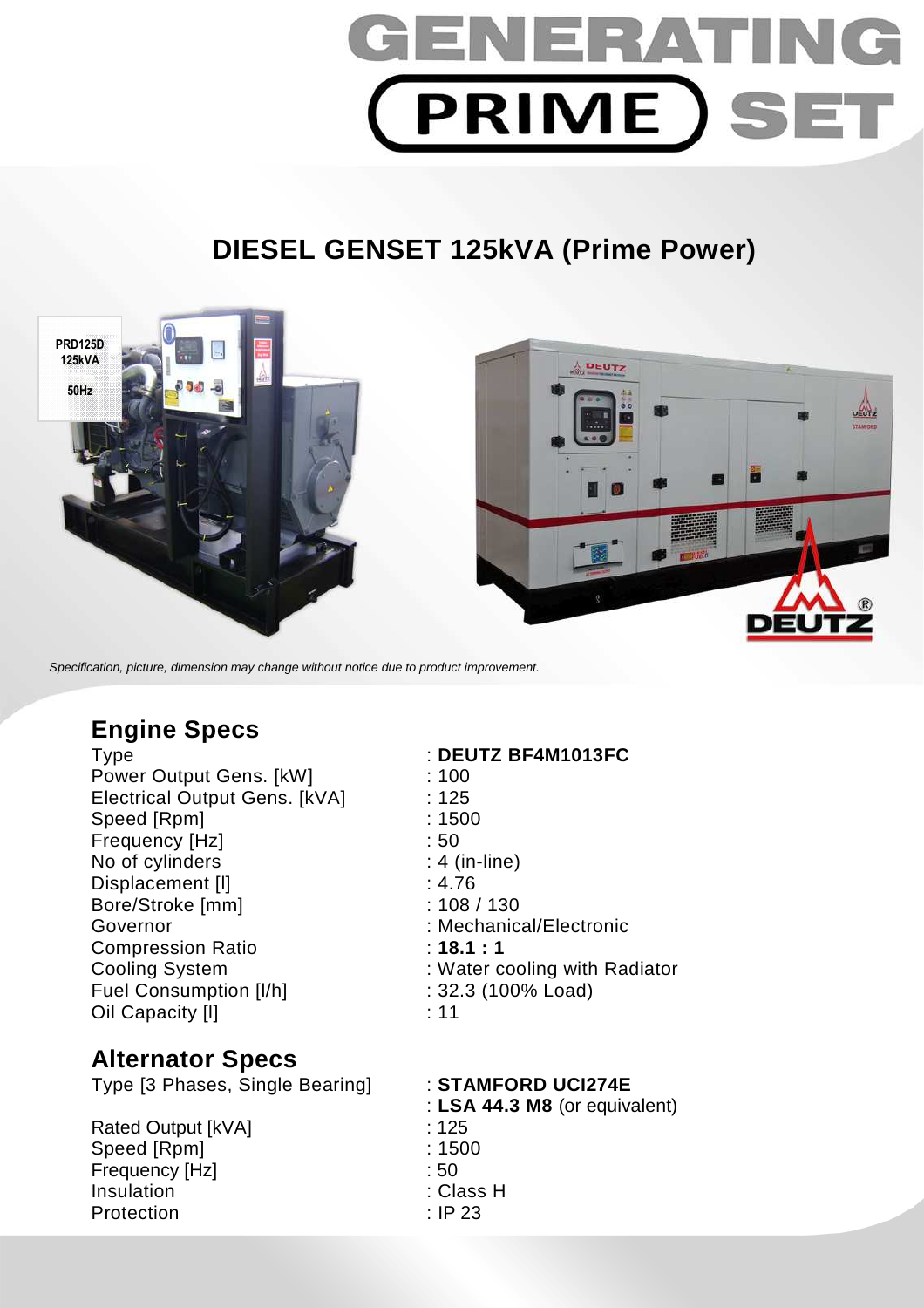# GENERATING PRIME SET

## DIESEL GENSET 125kVA (Prime Power)

*Specification, picture, dimension may change without notice due to product improvement.*

### Engine Specs

| | |
|---|---|
| Type | : **DEUTZ BF4M1013FC** |
| Power Output Gens. [kW] | : 100 |
| Electrical Output Gens. [kVA] | : 125 |
| Speed [Rpm] | : 1500 |
| Frequency [Hz] | : 50 |
| No of cylinders | : 4 (in-line) |
| Displacement [l] | : 4.76 |
| Bore/Stroke [mm] | : 108 / 130 |
| Governor | : Mechanical/Electronic |
| Compression Ratio | : **18.1 : 1** |
| Cooling System | : Water cooling with Radiator |
| Fuel Consumption [l/h] | : 32.3 (100% Load) |
| Oil Capacity [l] | : 11 |

### Alternator Specs

| | |
|---|---|
| Type [3 Phases, Single Bearing] | : **STAMFORD UCI274E** |
| | : **LSA 44.3 M8** (or equivalent) |
| Rated Output [kVA] | : 125 |
| Speed [Rpm] | : 1500 |
| Frequency [Hz] | : 50 |
| Insulation | : Class H |
| Protection | : IP 23 |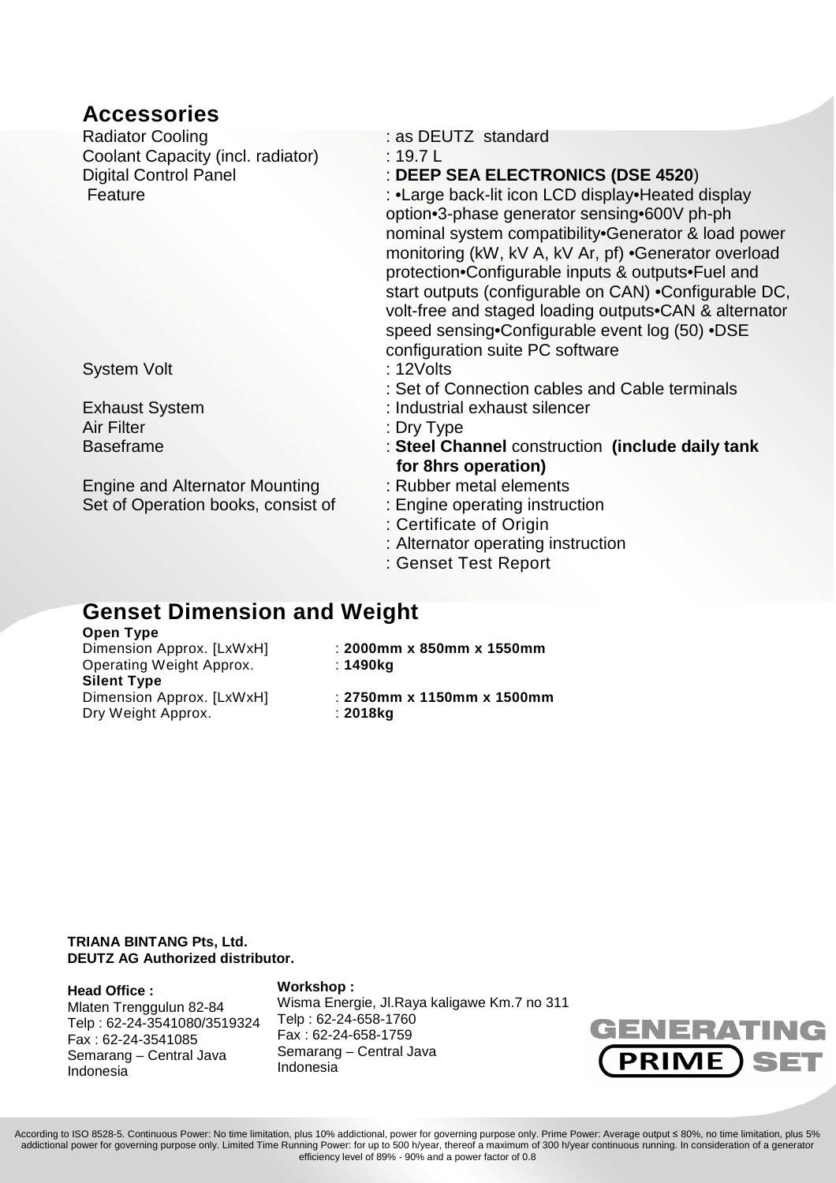## Accessories

| | |
|---|---|
| Radiator Cooling | : as DEUTZ standard |
| Coolant Capacity (incl. radiator) | : 19.7 L |
| Digital Control Panel | : **DEEP SEA ELECTRONICS (DSE 4520**) |
| Feature | : •Large back-lit icon LCD display•Heated display option•3-phase generator sensing•600V ph-ph nominal system compatibility•Generator & load power monitoring (kW, kV A, kV Ar, pf) •Generator overload protection•Configurable inputs & outputs•Fuel and start outputs (configurable on CAN) •Configurable DC, volt-free and staged loading outputs•CAN & alternator speed sensing•Configurable event log (50) •DSE configuration suite PC software |
| System Volt | : 12Volts |
| | : Set of Connection cables and Cable terminals |
| Exhaust System | : Industrial exhaust silencer |
| Air Filter | : Dry Type |
| Baseframe | : **Steel Channel** construction **(include daily tank for 8hrs operation)** |
| Engine and Alternator Mounting | : Rubber metal elements |
| Set of Operation books, consist of | : Engine operating instruction |
| | : Certificate of Origin |
| | : Alternator operating instruction |
| | : Genset Test Report |

## Genset Dimension and Weight

**Open Type**

| | |
|---|---|
| Dimension Approx. [LxWxH] | : **2000mm x 850mm x 1550mm** |
| Operating Weight Approx. | : **1490kg** |

**Silent Type**

| | |
|---|---|
| Dimension Approx. [LxWxH] | : **2750mm x 1150mm x 1500mm** |
| Dry Weight Approx. | : **2018kg** |

**TRIANA BINTANG Pts, Ltd.**
**DEUTZ AG Authorized distributor.**

**Head Office :**
Mlaten Trenggulun 82-84
Telp : 62-24-3541080/3519324
Fax : 62-24-3541085
Semarang – Central Java
Indonesia

**Workshop :**
Wisma Energie, Jl.Raya kaligawe Km.7 no 311
Telp : 62-24-658-1760
Fax : 62-24-658-1759
Semarang – Central Java
Indonesia

GENERATING PRIME SET

According to ISO 8528-5. Continuous Power: No time limitation, plus 10% addictional, power for governing purpose only. Prime Power: Average output ≤ 80%, no time limitation, plus 5% addictional power for governing purpose only. Limited Time Running Power: for up to 500 h/year, thereof a maximum of 300 h/year continuous running. In consideration of a generator efficiency level of 89% - 90% and a power factor of 0.8